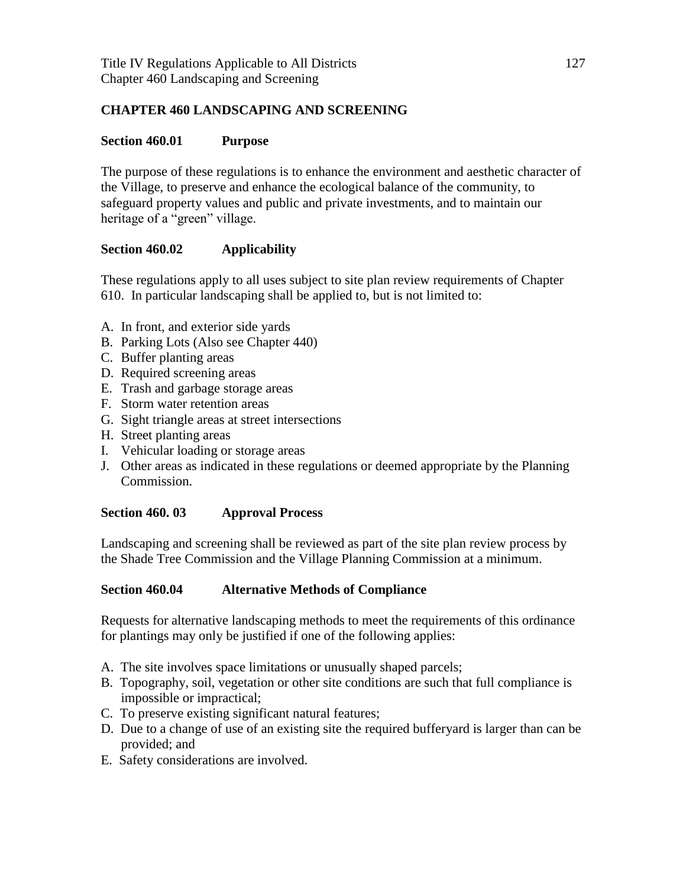# CHAPTER 460 LANDSCAPING AND SCREENING

## Section 460.01 Purpose

The purpose of these regulations is to enhance the environment and aesthetic character of the Village, to preserve and enhance the ecological balance of the community, to safeguard property values and public and private investments, and to maintain our heritage of a "green" village.

## Section 460.02 Applicability

These regulations apply to all uses subject to site plan review requirements of Chapter 610. In particular landscaping shall be applied to, but is not limited to:

A. In front, and exterior side yards
B. Parking Lots (Also see Chapter 440)
C. Buffer planting areas
D. Required screening areas
E. Trash and garbage storage areas
F. Storm water retention areas
G. Sight triangle areas at street intersections
H. Street planting areas
I. Vehicular loading or storage areas
J. Other areas as indicated in these regulations or deemed appropriate by the Planning Commission.

## Section 460. 03 Approval Process

Landscaping and screening shall be reviewed as part of the site plan review process by the Shade Tree Commission and the Village Planning Commission at a minimum.

## Section 460.04 Alternative Methods of Compliance

Requests for alternative landscaping methods to meet the requirements of this ordinance for plantings may only be justified if one of the following applies:

A. The site involves space limitations or unusually shaped parcels;
B. Topography, soil, vegetation or other site conditions are such that full compliance is impossible or impractical;
C. To preserve existing significant natural features;
D. Due to a change of use of an existing site the required bufferyard is larger than can be provided; and
E. Safety considerations are involved.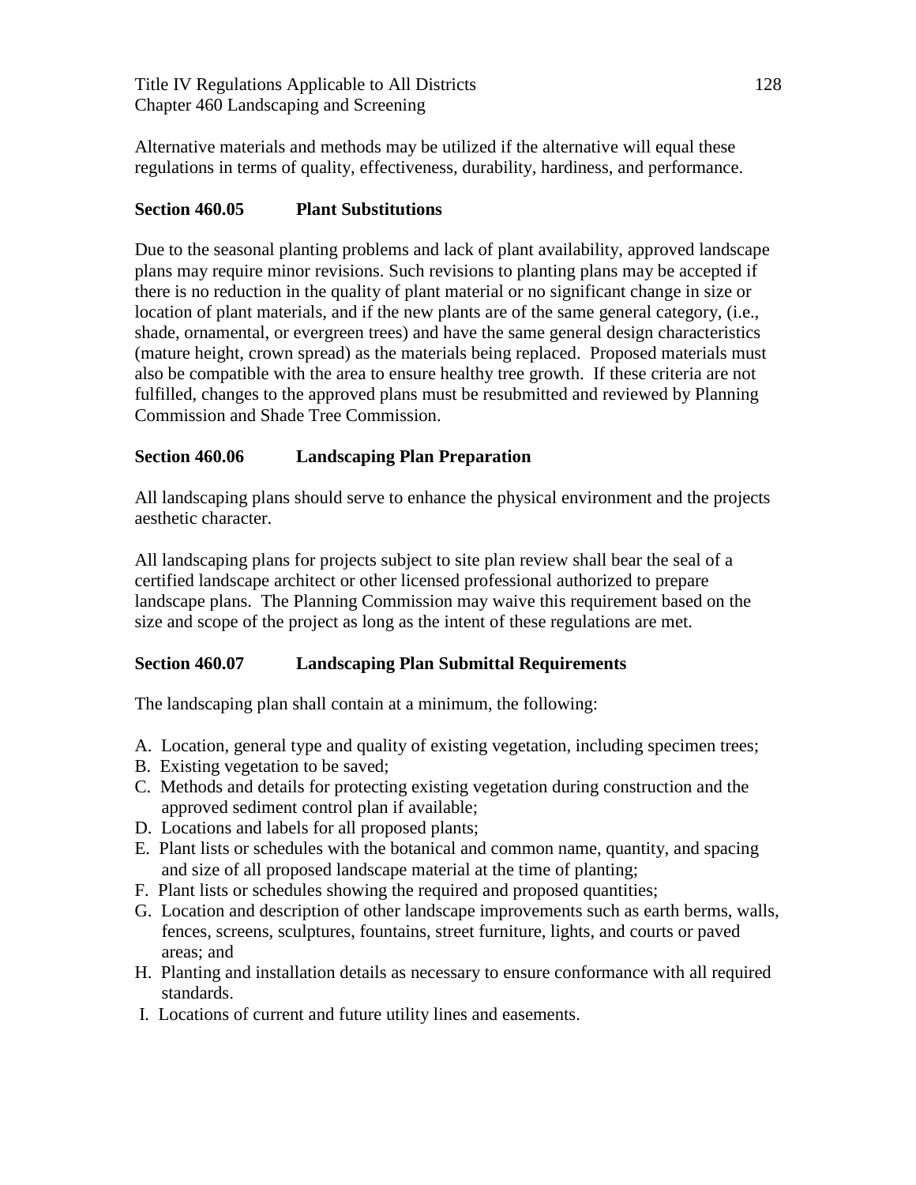Alternative materials and methods may be utilized if the alternative will equal these regulations in terms of quality, effectiveness, durability, hardiness, and performance.

### Section 460.05 Plant Substitutions

Due to the seasonal planting problems and lack of plant availability, approved landscape plans may require minor revisions. Such revisions to planting plans may be accepted if there is no reduction in the quality of plant material or no significant change in size or location of plant materials, and if the new plants are of the same general category, (i.e., shade, ornamental, or evergreen trees) and have the same general design characteristics (mature height, crown spread) as the materials being replaced. Proposed materials must also be compatible with the area to ensure healthy tree growth. If these criteria are not fulfilled, changes to the approved plans must be resubmitted and reviewed by Planning Commission and Shade Tree Commission.

### Section 460.06 Landscaping Plan Preparation

All landscaping plans should serve to enhance the physical environment and the projects aesthetic character.

All landscaping plans for projects subject to site plan review shall bear the seal of a certified landscape architect or other licensed professional authorized to prepare landscape plans. The Planning Commission may waive this requirement based on the size and scope of the project as long as the intent of these regulations are met.

### Section 460.07 Landscaping Plan Submittal Requirements

The landscaping plan shall contain at a minimum, the following:

A. Location, general type and quality of existing vegetation, including specimen trees;
B. Existing vegetation to be saved;
C. Methods and details for protecting existing vegetation during construction and the approved sediment control plan if available;
D. Locations and labels for all proposed plants;
E. Plant lists or schedules with the botanical and common name, quantity, and spacing and size of all proposed landscape material at the time of planting;
F. Plant lists or schedules showing the required and proposed quantities;
G. Location and description of other landscape improvements such as earth berms, walls, fences, screens, sculptures, fountains, street furniture, lights, and courts or paved areas; and
H. Planting and installation details as necessary to ensure conformance with all required standards.
I. Locations of current and future utility lines and easements.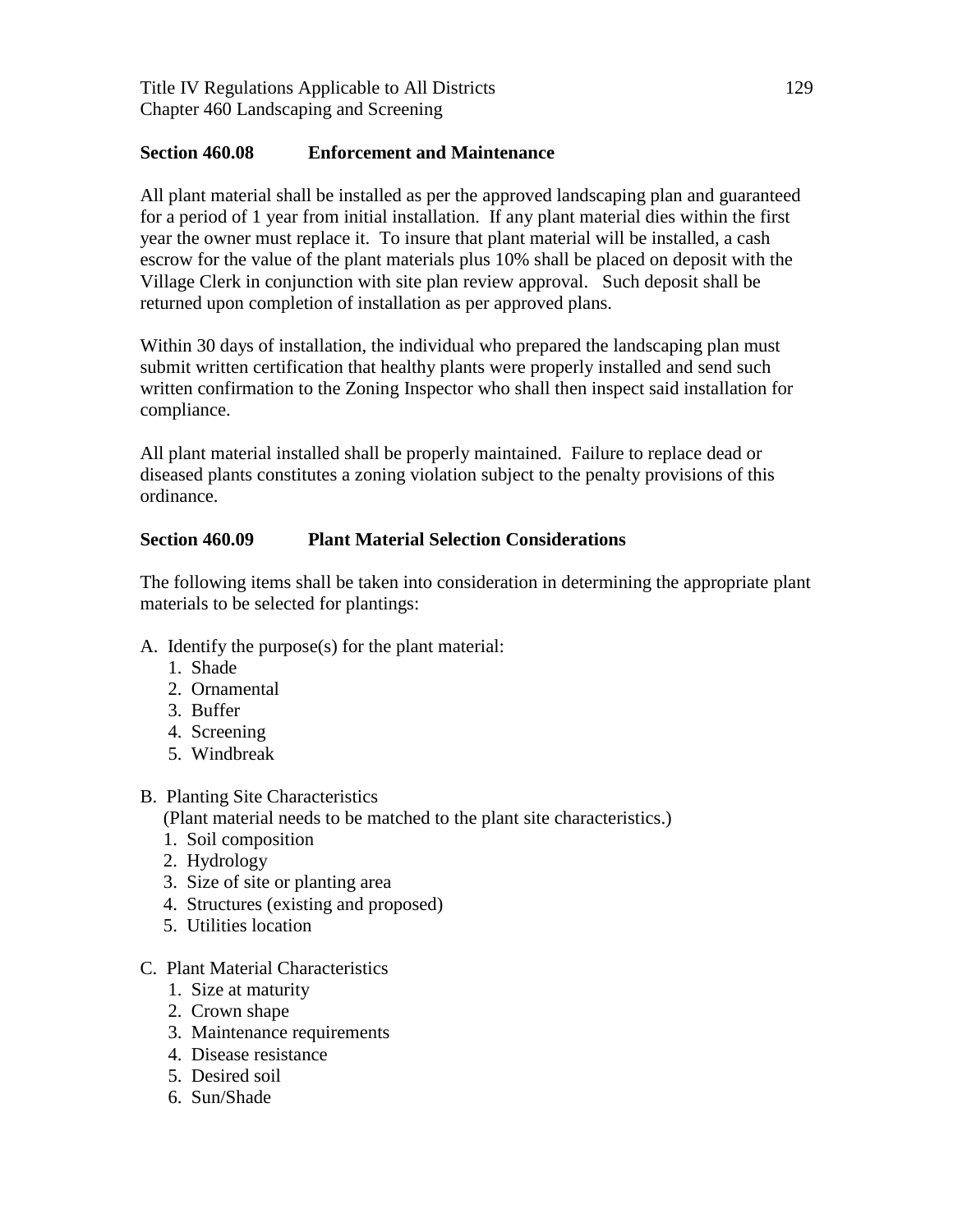## Section 460.08 Enforcement and Maintenance

All plant material shall be installed as per the approved landscaping plan and guaranteed for a period of 1 year from initial installation. If any plant material dies within the first year the owner must replace it. To insure that plant material will be installed, a cash escrow for the value of the plant materials plus 10% shall be placed on deposit with the Village Clerk in conjunction with site plan review approval. Such deposit shall be returned upon completion of installation as per approved plans.

Within 30 days of installation, the individual who prepared the landscaping plan must submit written certification that healthy plants were properly installed and send such written confirmation to the Zoning Inspector who shall then inspect said installation for compliance.

All plant material installed shall be properly maintained. Failure to replace dead or diseased plants constitutes a zoning violation subject to the penalty provisions of this ordinance.

## Section 460.09 Plant Material Selection Considerations

The following items shall be taken into consideration in determining the appropriate plant materials to be selected for plantings:

A. Identify the purpose(s) for the plant material:
   1. Shade
   2. Ornamental
   3. Buffer
   4. Screening
   5. Windbreak

B. Planting Site Characteristics
   (Plant material needs to be matched to the plant site characteristics.)
   1. Soil composition
   2. Hydrology
   3. Size of site or planting area
   4. Structures (existing and proposed)
   5. Utilities location

C. Plant Material Characteristics
   1. Size at maturity
   2. Crown shape
   3. Maintenance requirements
   4. Disease resistance
   5. Desired soil
   6. Sun/Shade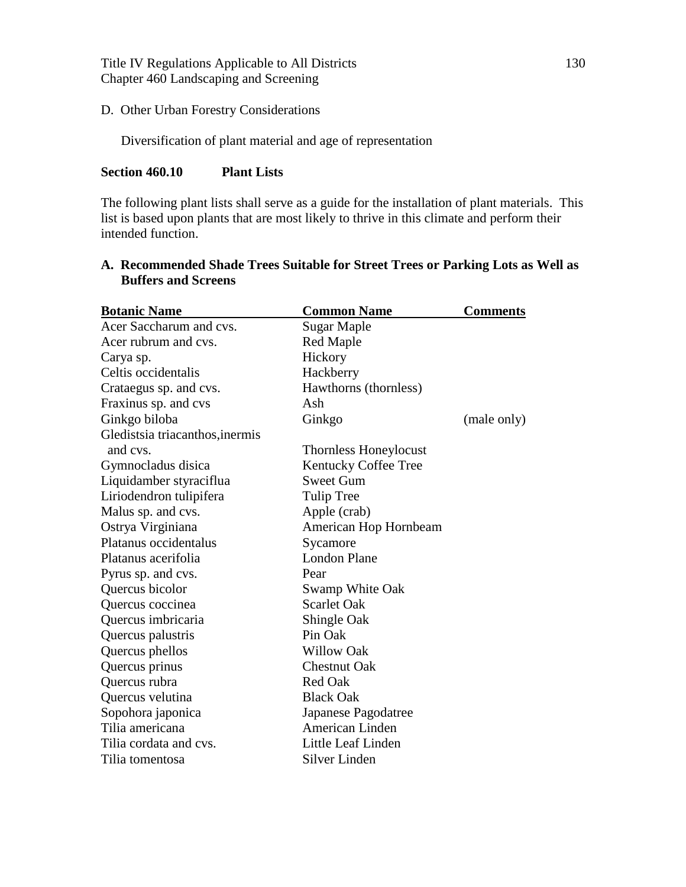D. Other Urban Forestry Considerations

Diversification of plant material and age of representation

**Section 460.10 Plant Lists**

The following plant lists shall serve as a guide for the installation of plant materials. This list is based upon plants that are most likely to thrive in this climate and perform their intended function.

### A. Recommended Shade Trees Suitable for Street Trees or Parking Lots as Well as Buffers and Screens

| Botanic Name | Common Name | Comments |
|---|---|---|
| Acer Saccharum and cvs. | Sugar Maple | |
| Acer rubrum and cvs. | Red Maple | |
| Carya sp. | Hickory | |
| Celtis occidentalis | Hackberry | |
| Crataegus sp. and cvs. | Hawthorns (thornless) | |
| Fraxinus sp. and cvs | Ash | |
| Ginkgo biloba | Ginkgo | (male only) |
| Gledistsia triacanthos,inermis and cvs. | Thornless Honeylocust | |
| Gymnocladus disica | Kentucky Coffee Tree | |
| Liquidamber styraciflua | Sweet Gum | |
| Liriodendron tulipifera | Tulip Tree | |
| Malus sp. and cvs. | Apple (crab) | |
| Ostrya Virginiana | American Hop Hornbeam | |
| Platanus occidentalus | Sycamore | |
| Platanus acerifolia | London Plane | |
| Pyrus sp. and cvs. | Pear | |
| Quercus bicolor | Swamp White Oak | |
| Quercus coccinea | Scarlet Oak | |
| Quercus imbricaria | Shingle Oak | |
| Quercus palustris | Pin Oak | |
| Quercus phellos | Willow Oak | |
| Quercus prinus | Chestnut Oak | |
| Quercus rubra | Red Oak | |
| Quercus velutina | Black Oak | |
| Sopohora japonica | Japanese Pagodatree | |
| Tilia americana | American Linden | |
| Tilia cordata and cvs. | Little Leaf Linden | |
| Tilia tomentosa | Silver Linden | |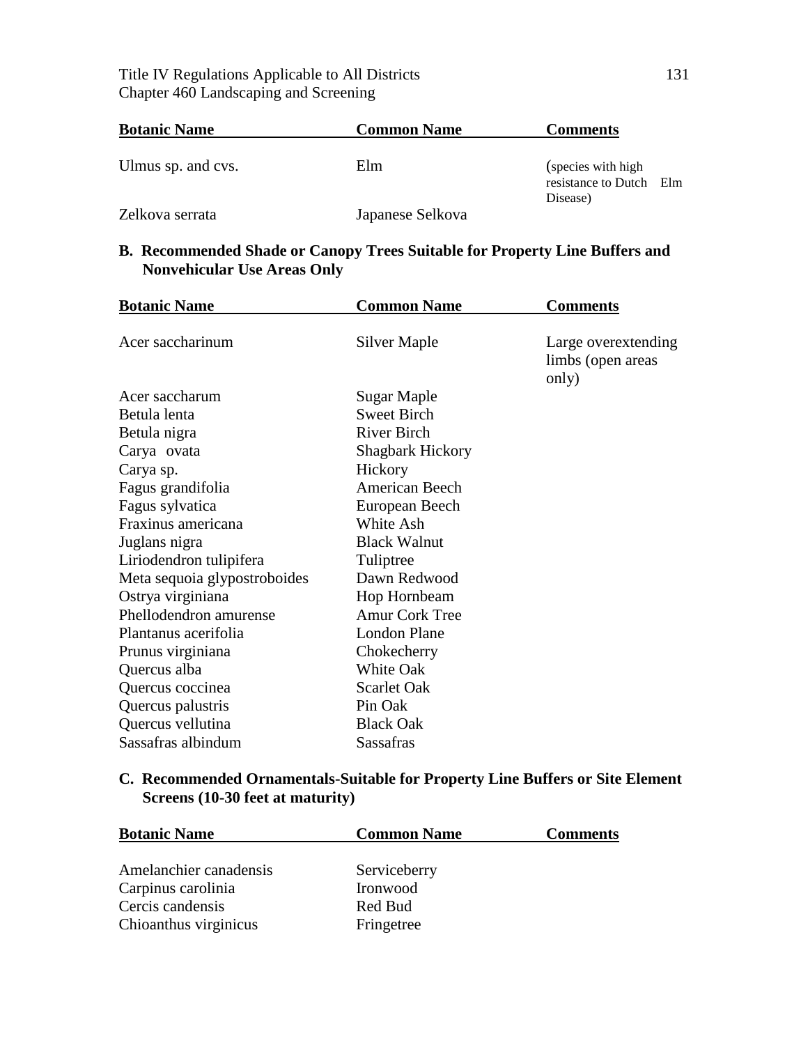| Botanic Name | Common Name | Comments |
|---|---|---|
| Ulmus sp. and cvs. | Elm | (species with high resistance to Dutch Elm Disease) |
| Zelkova serrata | Japanese Selkova | |

**B. Recommended Shade or Canopy Trees Suitable for Property Line Buffers and Nonvehicular Use Areas Only**

| Botanic Name | Common Name | Comments |
|---|---|---|
| Acer saccharinum | Silver Maple | Large overextending limbs (open areas only) |
| Acer saccharum | Sugar Maple | |
| Betula lenta | Sweet Birch | |
| Betula nigra | River Birch | |
| Carya ovata | Shagbark Hickory | |
| Carya sp. | Hickory | |
| Fagus grandifolia | American Beech | |
| Fagus sylvatica | European Beech | |
| Fraxinus americana | White Ash | |
| Juglans nigra | Black Walnut | |
| Liriodendron tulipifera | Tuliptree | |
| Meta sequoia glypostroboides | Dawn Redwood | |
| Ostrya virginiana | Hop Hornbeam | |
| Phellodendron amurense | Amur Cork Tree | |
| Plantanus acerifolia | London Plane | |
| Prunus virginiana | Chokecherry | |
| Quercus alba | White Oak | |
| Quercus coccinea | Scarlet Oak | |
| Quercus palustris | Pin Oak | |
| Quercus vellutina | Black Oak | |
| Sassafras albindum | Sassafras | |

**C. Recommended Ornamentals-Suitable for Property Line Buffers or Site Element Screens (10-30 feet at maturity)**

| Botanic Name | Common Name | Comments |
|---|---|---|
| Amelanchier canadensis | Serviceberry | |
| Carpinus carolinia | Ironwood | |
| Cercis candensis | Red Bud | |
| Chioanthus virginicus | Fringetree | |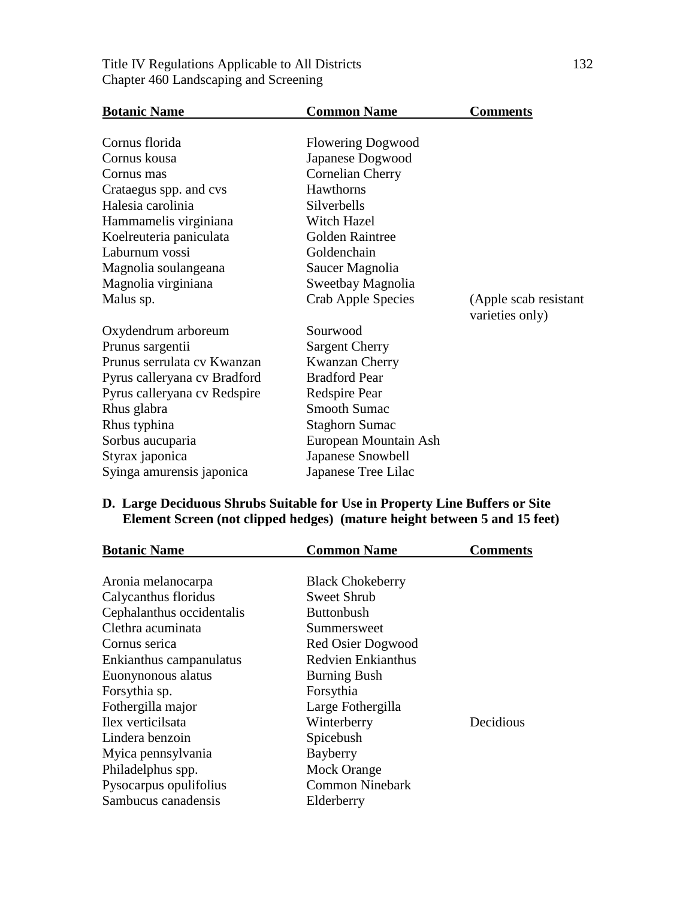| Botanic Name | Common Name | Comments |
|---|---|---|
| Cornus florida | Flowering Dogwood | |
| Cornus kousa | Japanese Dogwood | |
| Cornus mas | Cornelian Cherry | |
| Crataegus spp. and cvs | Hawthorns | |
| Halesia carolinia | Silverbells | |
| Hammamelis virginiana | Witch Hazel | |
| Koelreuteria paniculata | Golden Raintree | |
| Laburnum vossi | Goldenchain | |
| Magnolia soulangeana | Saucer Magnolia | |
| Magnolia virginiana | Sweetbay Magnolia | |
| Malus sp. | Crab Apple Species | (Apple scab resistant varieties only) |
| Oxydendrum arboreum | Sourwood | |
| Prunus sargentii | Sargent Cherry | |
| Prunus serrulata cv Kwanzan | Kwanzan Cherry | |
| Pyrus calleryana cv Bradford | Bradford Pear | |
| Pyrus calleryana cv Redspire | Redspire Pear | |
| Rhus glabra | Smooth Sumac | |
| Rhus typhina | Staghorn Sumac | |
| Sorbus aucuparia | European Mountain Ash | |
| Styrax japonica | Japanese Snowbell | |
| Syinga amurensis japonica | Japanese Tree Lilac | |

**D. Large Deciduous Shrubs Suitable for Use in Property Line Buffers or Site Element Screen (not clipped hedges) (mature height between 5 and 15 feet)**

| Botanic Name | Common Name | Comments |
|---|---|---|
| Aronia melanocarpa | Black Chokeberry | |
| Calycanthus floridus | Sweet Shrub | |
| Cephalanthus occidentalis | Buttonbush | |
| Clethra acuminata | Summersweet | |
| Cornus serica | Red Osier Dogwood | |
| Enkianthus campanulatus | Redvien Enkianthus | |
| Euonynonous alatus | Burning Bush | |
| Forsythia sp. | Forsythia | |
| Fothergilla major | Large Fothergilla | |
| Ilex verticilsata | Winterberry | Decidious |
| Lindera benzoin | Spicebush | |
| Myica pennsylvania | Bayberry | |
| Philadelphus spp. | Mock Orange | |
| Pysocarpus opulifolius | Common Ninebark | |
| Sambucus canadensis | Elderberry | |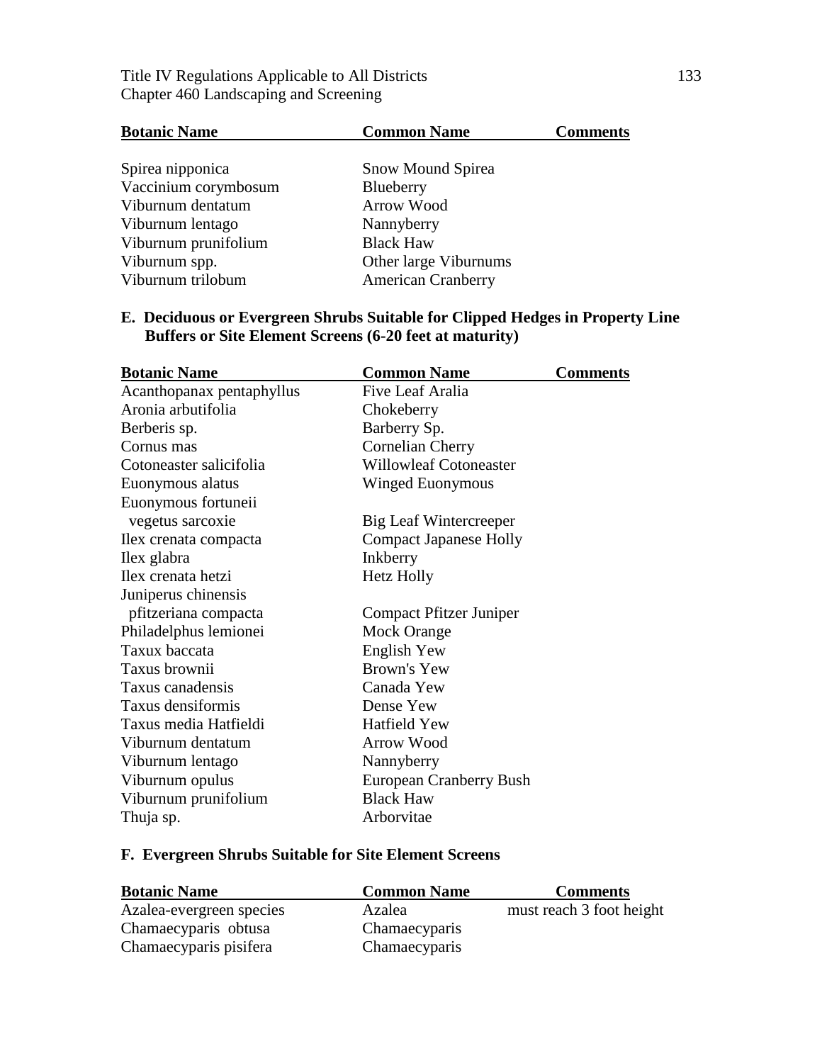| Botanic Name | Common Name | Comments |
|---|---|---|
| Spirea nipponica | Snow Mound Spirea | |
| Vaccinium corymbosum | Blueberry | |
| Viburnum dentatum | Arrow Wood | |
| Viburnum lentago | Nannyberry | |
| Viburnum prunifolium | Black Haw | |
| Viburnum spp. | Other large Viburnums | |
| Viburnum trilobum | American Cranberry | |

**E. Deciduous or Evergreen Shrubs Suitable for Clipped Hedges in Property Line Buffers or Site Element Screens (6-20 feet at maturity)**

| Botanic Name | Common Name | Comments |
|---|---|---|
| Acanthopanax pentaphyllus | Five Leaf Aralia | |
| Aronia arbutifolia | Chokeberry | |
| Berberis sp. | Barberry Sp. | |
| Cornus mas | Cornelian Cherry | |
| Cotoneaster salicifolia | Willowleaf Cotoneaster | |
| Euonymous alatus | Winged Euonymous | |
| Euonymous fortuneii vegetus sarcoxie | Big Leaf Wintercreeper | |
| Ilex crenata compacta | Compact Japanese Holly | |
| Ilex glabra | Inkberry | |
| Ilex crenata hetzi | Hetz Holly | |
| Juniperus chinensis pfitzeriana compacta | Compact Pfitzer Juniper | |
| Philadelphus lemionei | Mock Orange | |
| Taxux baccata | English Yew | |
| Taxus brownii | Brown's Yew | |
| Taxus canadensis | Canada Yew | |
| Taxus densiformis | Dense Yew | |
| Taxus media Hatfieldi | Hatfield Yew | |
| Viburnum dentatum | Arrow Wood | |
| Viburnum lentago | Nannyberry | |
| Viburnum opulus | European Cranberry Bush | |
| Viburnum prunifolium | Black Haw | |
| Thuja sp. | Arborvitae | |

**F. Evergreen Shrubs Suitable for Site Element Screens**

| Botanic Name | Common Name | Comments |
|---|---|---|
| Azalea-evergreen species | Azalea | must reach 3 foot height |
| Chamaecyparis obtusa | Chamaecyparis | |
| Chamaecyparis pisifera | Chamaecyparis | |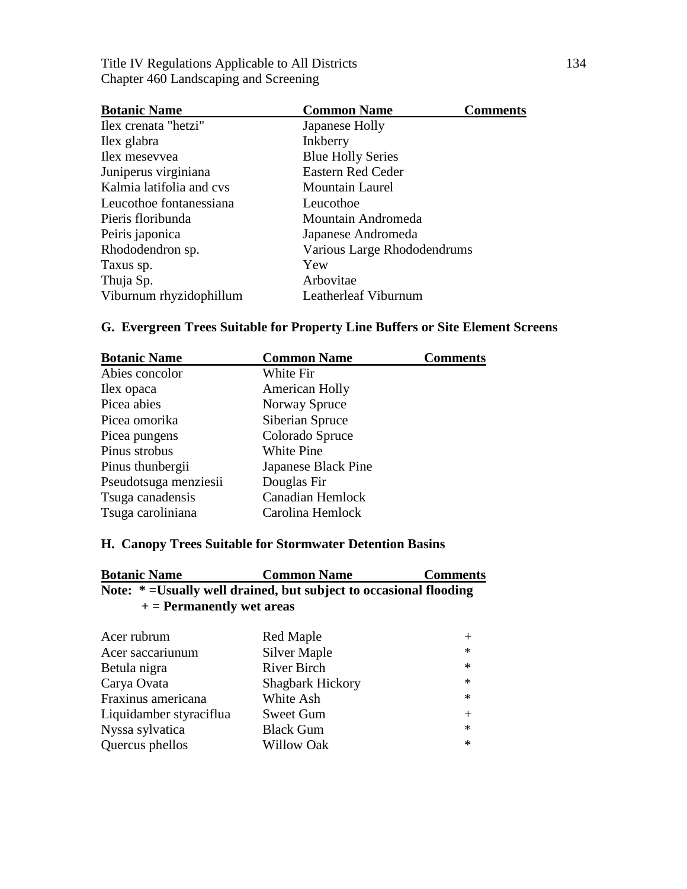| Botanic Name | Common Name | Comments |
|---|---|---|
| Ilex crenata "hetzi" | Japanese Holly | |
| Ilex glabra | Inkberry | |
| Ilex mesevvea | Blue Holly Series | |
| Juniperus virginiana | Eastern Red Ceder | |
| Kalmia latifolia and cvs | Mountain Laurel | |
| Leucothoe fontanessiana | Leucothoe | |
| Pieris floribunda | Mountain Andromeda | |
| Peiris japonica | Japanese Andromeda | |
| Rhododendron sp. | Various Large Rhododendrums | |
| Taxus sp. | Yew | |
| Thuja Sp. | Arbovitae | |
| Viburnum rhyzidophillum | Leatherleaf Viburnum | |

### G. Evergreen Trees Suitable for Property Line Buffers or Site Element Screens

| Botanic Name | Common Name | Comments |
|---|---|---|
| Abies concolor | White Fir | |
| Ilex opaca | American Holly | |
| Picea abies | Norway Spruce | |
| Picea omorika | Siberian Spruce | |
| Picea pungens | Colorado Spruce | |
| Pinus strobus | White Pine | |
| Pinus thunbergii | Japanese Black Pine | |
| Pseudotsuga menziesii | Douglas Fir | |
| Tsuga canadensis | Canadian Hemlock | |
| Tsuga caroliniana | Carolina Hemlock | |

### H. Canopy Trees Suitable for Stormwater Detention Basins

**Note: * =Usually well drained, but subject to occasional flooding**
**+ = Permanently wet areas**

| Botanic Name | Common Name | Comments |
|---|---|---|
| Acer rubrum | Red Maple | + |
| Acer saccariunum | Silver Maple | * |
| Betula nigra | River Birch | * |
| Carya Ovata | Shagbark Hickory | * |
| Fraxinus americana | White Ash | * |
| Liquidamber styraciflua | Sweet Gum | + |
| Nyssa sylvatica | Black Gum | * |
| Quercus phellos | Willow Oak | * |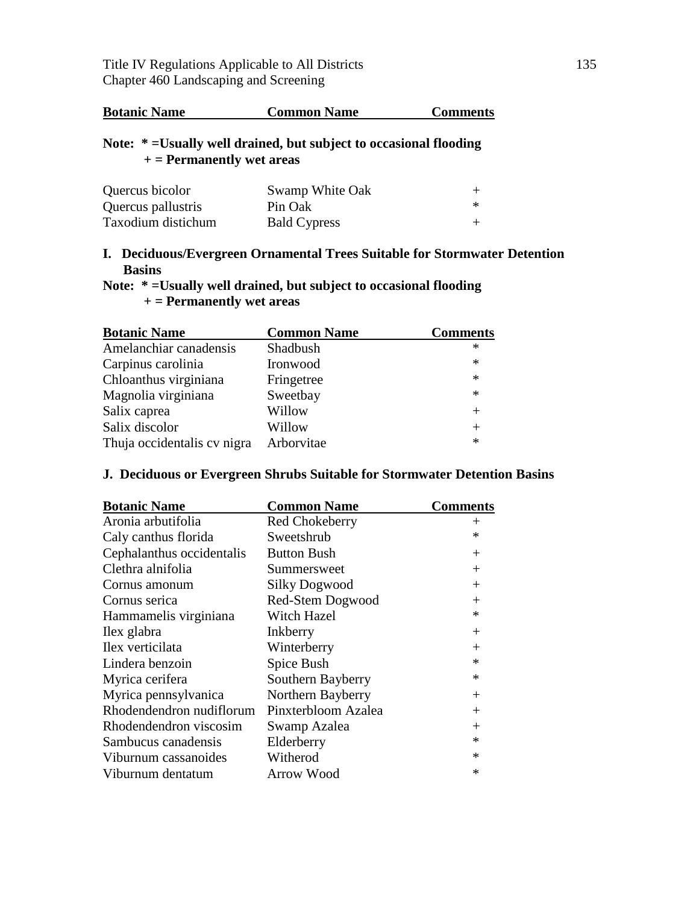| Botanic Name | Common Name | Comments |
|---|---|---|

**Note: * =Usually well drained, but subject to occasional flooding**
**+ = Permanently wet areas**

| Botanic Name | Common Name | Comments |
|---|---|---|
| Quercus bicolor | Swamp White Oak | + |
| Quercus pallustris | Pin Oak | * |
| Taxodium distichum | Bald Cypress | + |

### I. Deciduous/Evergreen Ornamental Trees Suitable for Stormwater Detention Basins

**Note: * =Usually well drained, but subject to occasional flooding**
**+ = Permanently wet areas**

| Botanic Name | Common Name | Comments |
|---|---|---|
| Amelanchiar canadensis | Shadbush | * |
| Carpinus carolinia | Ironwood | * |
| Chloanthus virginiana | Fringetree | * |
| Magnolia virginiana | Sweetbay | * |
| Salix caprea | Willow | + |
| Salix discolor | Willow | + |
| Thuja occidentalis cv nigra | Arborvitae | * |

### J. Deciduous or Evergreen Shrubs Suitable for Stormwater Detention Basins

| Botanic Name | Common Name | Comments |
|---|---|---|
| Aronia arbutifolia | Red Chokeberry | + |
| Caly canthus florida | Sweetshrub | * |
| Cephalanthus occidentalis | Button Bush | + |
| Clethra alnifolia | Summersweet | + |
| Cornus amonum | Silky Dogwood | + |
| Cornus serica | Red-Stem Dogwood | + |
| Hammamelis virginiana | Witch Hazel | * |
| Ilex glabra | Inkberry | + |
| Ilex verticilata | Winterberry | + |
| Lindera benzoin | Spice Bush | * |
| Myrica cerifera | Southern Bayberry | * |
| Myrica pennsylvanica | Northern Bayberry | + |
| Rhodendendron nudiflorum | Pinxterbloom Azalea | + |
| Rhodendendron viscosim | Swamp Azalea | + |
| Sambucus canadensis | Elderberry | * |
| Viburnum cassanoides | Witherod | * |
| Viburnum dentatum | Arrow Wood | * |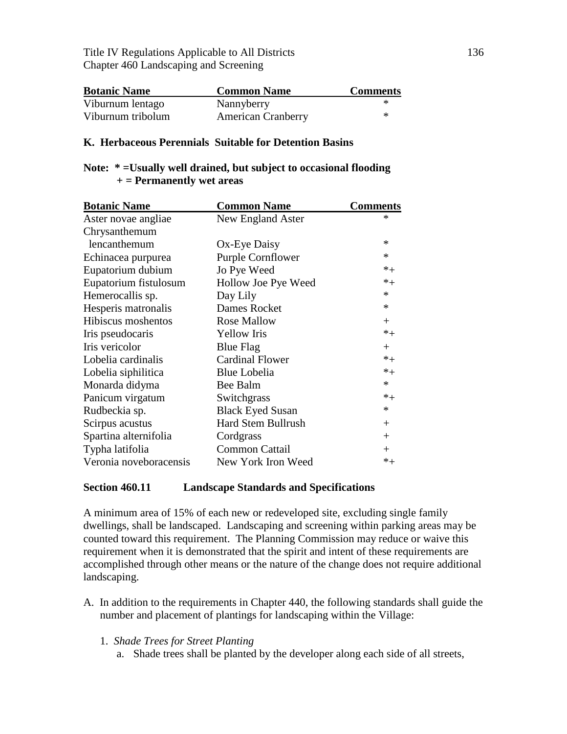| Botanic Name | Common Name | Comments |
|---|---|---|
| Viburnum lentago | Nannyberry | * |
| Viburnum tribolum | American Cranberry | * |

**K. Herbaceous Perennials Suitable for Detention Basins**

**Note: * =Usually well drained, but subject to occasional flooding**
**+ = Permanently wet areas**

| Botanic Name | Common Name | Comments |
|---|---|---|
| Aster novae angliae | New England Aster | * |
| Chrysanthemum lencanthemum | Ox-Eye Daisy | * |
| Echinacea purpurea | Purple Cornflower | * |
| Eupatorium dubium | Jo Pye Weed | *+ |
| Eupatorium fistulosum | Hollow Joe Pye Weed | *+ |
| Hemerocallis sp. | Day Lily | * |
| Hesperis matronalis | Dames Rocket | * |
| Hibiscus moshentos | Rose Mallow | + |
| Iris pseudocaris | Yellow Iris | *+ |
| Iris vericolor | Blue Flag | + |
| Lobelia cardinalis | Cardinal Flower | *+ |
| Lobelia siphilitica | Blue Lobelia | *+ |
| Monarda didyma | Bee Balm | * |
| Panicum virgatum | Switchgrass | *+ |
| Rudbeckia sp. | Black Eyed Susan | * |
| Scirpus acustus | Hard Stem Bullrush | + |
| Spartina alternifolia | Cordgrass | + |
| Typha latifolia | Common Cattail | + |
| Veronia noveboracensis | New York Iron Weed | *+ |

## Section 460.11 Landscape Standards and Specifications

A minimum area of 15% of each new or redeveloped site, excluding single family dwellings, shall be landscaped. Landscaping and screening within parking areas may be counted toward this requirement. The Planning Commission may reduce or waive this requirement when it is demonstrated that the spirit and intent of these requirements are accomplished through other means or the nature of the change does not require additional landscaping.

A. In addition to the requirements in Chapter 440, the following standards shall guide the number and placement of plantings for landscaping within the Village:

1. *Shade Trees for Street Planting*
   a. Shade trees shall be planted by the developer along each side of all streets,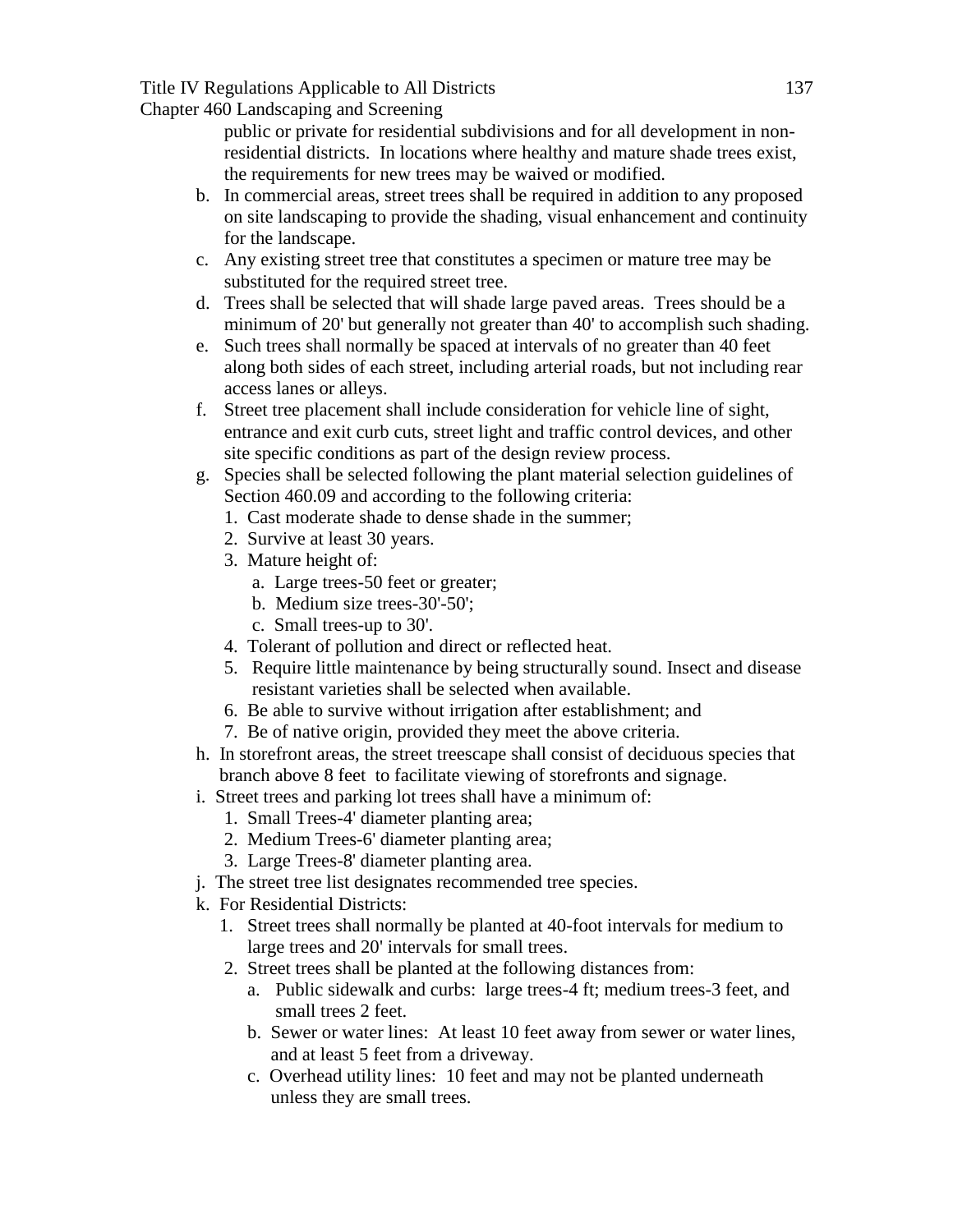public or private for residential subdivisions and for all development in non-residential districts. In locations where healthy and mature shade trees exist, the requirements for new trees may be waived or modified.

b. In commercial areas, street trees shall be required in addition to any proposed on site landscaping to provide the shading, visual enhancement and continuity for the landscape.

c. Any existing street tree that constitutes a specimen or mature tree may be substituted for the required street tree.

d. Trees shall be selected that will shade large paved areas. Trees should be a minimum of 20' but generally not greater than 40' to accomplish such shading.

e. Such trees shall normally be spaced at intervals of no greater than 40 feet along both sides of each street, including arterial roads, but not including rear access lanes or alleys.

f. Street tree placement shall include consideration for vehicle line of sight, entrance and exit curb cuts, street light and traffic control devices, and other site specific conditions as part of the design review process.

g. Species shall be selected following the plant material selection guidelines of Section 460.09 and according to the following criteria:
   1. Cast moderate shade to dense shade in the summer;
   2. Survive at least 30 years.
   3. Mature height of:
      a. Large trees-50 feet or greater;
      b. Medium size trees-30'-50';
      c. Small trees-up to 30'.
   4. Tolerant of pollution and direct or reflected heat.
   5. Require little maintenance by being structurally sound. Insect and disease resistant varieties shall be selected when available.
   6. Be able to survive without irrigation after establishment; and
   7. Be of native origin, provided they meet the above criteria.

h. In storefront areas, the street treescape shall consist of deciduous species that branch above 8 feet to facilitate viewing of storefronts and signage.

i. Street trees and parking lot trees shall have a minimum of:
   1. Small Trees-4' diameter planting area;
   2. Medium Trees-6' diameter planting area;
   3. Large Trees-8' diameter planting area.

j. The street tree list designates recommended tree species.

k. For Residential Districts:
   1. Street trees shall normally be planted at 40-foot intervals for medium to large trees and 20' intervals for small trees.
   2. Street trees shall be planted at the following distances from:
      a. Public sidewalk and curbs: large trees-4 ft; medium trees-3 feet, and small trees 2 feet.
      b. Sewer or water lines: At least 10 feet away from sewer or water lines, and at least 5 feet from a driveway.
      c. Overhead utility lines: 10 feet and may not be planted underneath unless they are small trees.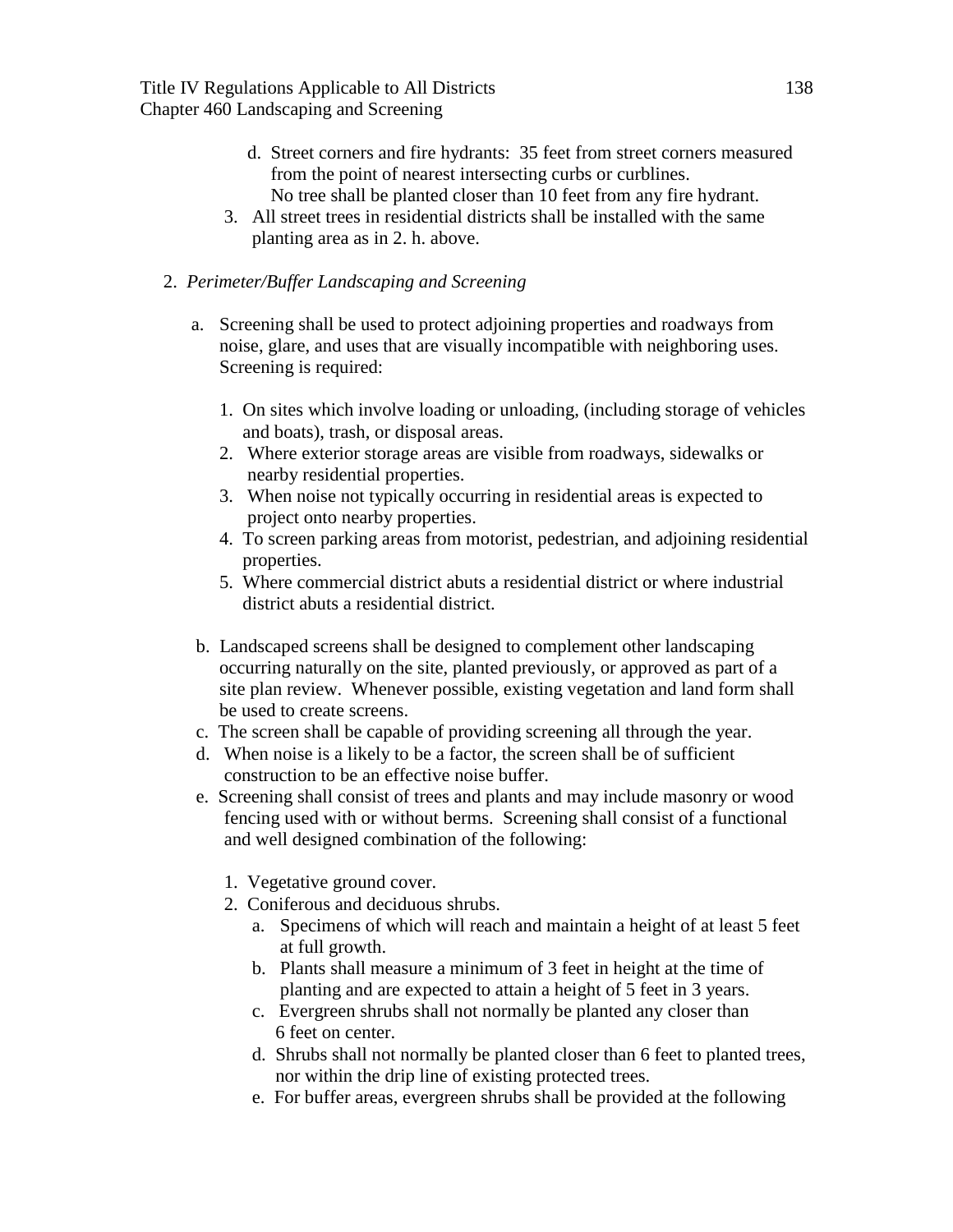d. Street corners and fire hydrants: 35 feet from street corners measured from the point of nearest intersecting curbs or curblines. No tree shall be planted closer than 10 feet from any fire hydrant.

3. All street trees in residential districts shall be installed with the same planting area as in 2. h. above.

2. *Perimeter/Buffer Landscaping and Screening*

   a. Screening shall be used to protect adjoining properties and roadways from noise, glare, and uses that are visually incompatible with neighboring uses. Screening is required:

      1. On sites which involve loading or unloading, (including storage of vehicles and boats), trash, or disposal areas.
      2. Where exterior storage areas are visible from roadways, sidewalks or nearby residential properties.
      3. When noise not typically occurring in residential areas is expected to project onto nearby properties.
      4. To screen parking areas from motorist, pedestrian, and adjoining residential properties.
      5. Where commercial district abuts a residential district or where industrial district abuts a residential district.

   b. Landscaped screens shall be designed to complement other landscaping occurring naturally on the site, planted previously, or approved as part of a site plan review. Whenever possible, existing vegetation and land form shall be used to create screens.

   c. The screen shall be capable of providing screening all through the year.

   d. When noise is a likely to be a factor, the screen shall be of sufficient construction to be an effective noise buffer.

   e. Screening shall consist of trees and plants and may include masonry or wood fencing used with or without berms. Screening shall consist of a functional and well designed combination of the following:

      1. Vegetative ground cover.
      2. Coniferous and deciduous shrubs.
         a. Specimens of which will reach and maintain a height of at least 5 feet at full growth.
         b. Plants shall measure a minimum of 3 feet in height at the time of planting and are expected to attain a height of 5 feet in 3 years.
         c. Evergreen shrubs shall not normally be planted any closer than 6 feet on center.
         d. Shrubs shall not normally be planted closer than 6 feet to planted trees, nor within the drip line of existing protected trees.
         e. For buffer areas, evergreen shrubs shall be provided at the following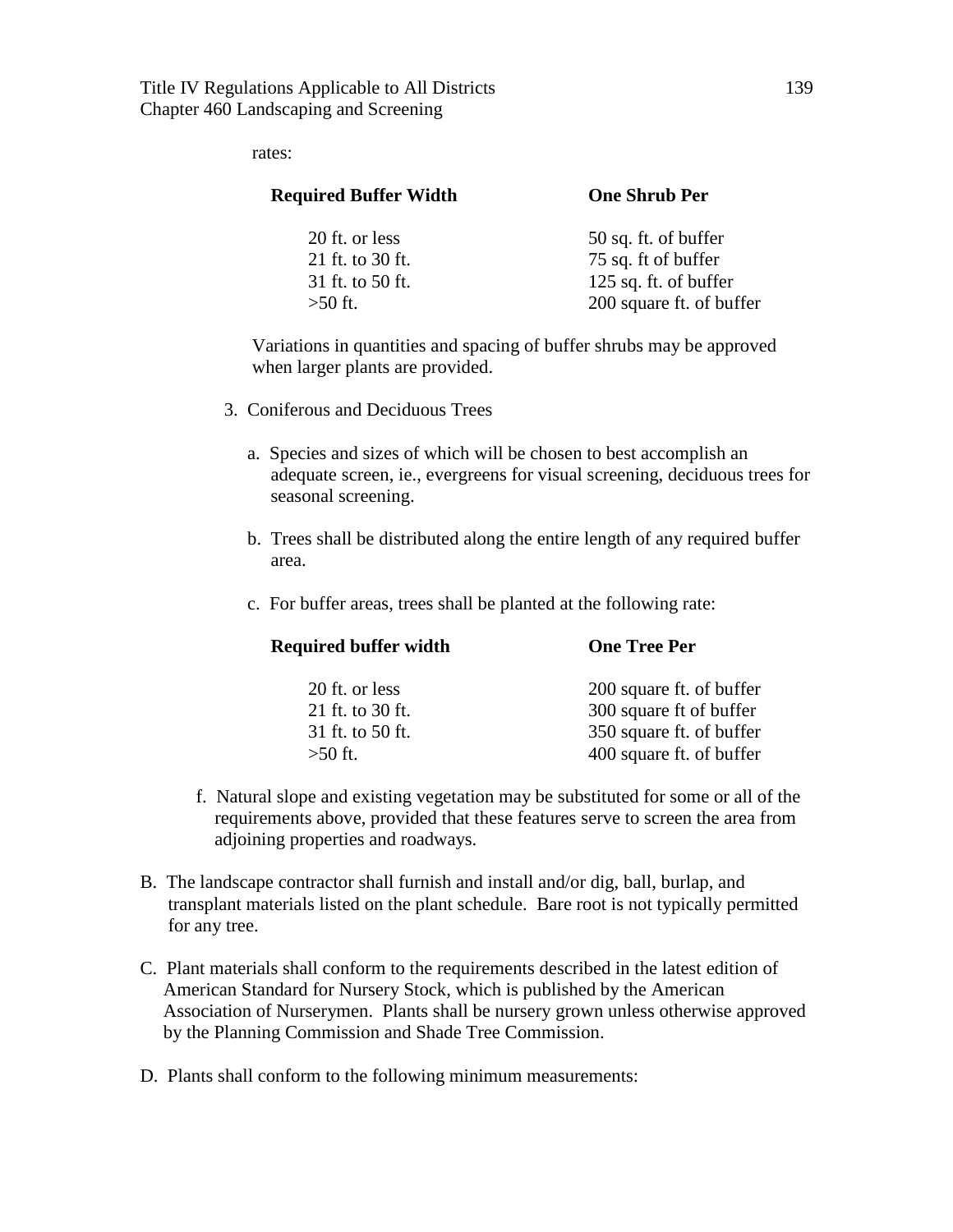rates:

| Required Buffer Width | One Shrub Per |
|---|---|
| 20 ft. or less | 50 sq. ft. of buffer |
| 21 ft. to 30 ft. | 75 sq. ft of buffer |
| 31 ft. to 50 ft. | 125 sq. ft. of buffer |
| >50 ft. | 200 square ft. of buffer |

Variations in quantities and spacing of buffer shrubs may be approved when larger plants are provided.

3. Coniferous and Deciduous Trees

   a. Species and sizes of which will be chosen to best accomplish an adequate screen, ie., evergreens for visual screening, deciduous trees for seasonal screening.

   b. Trees shall be distributed along the entire length of any required buffer area.

   c. For buffer areas, trees shall be planted at the following rate:

| Required buffer width | One Tree Per |
|---|---|
| 20 ft. or less | 200 square ft. of buffer |
| 21 ft. to 30 ft. | 300 square ft of buffer |
| 31 ft. to 50 ft. | 350 square ft. of buffer |
| >50 ft. | 400 square ft. of buffer |

f. Natural slope and existing vegetation may be substituted for some or all of the requirements above, provided that these features serve to screen the area from adjoining properties and roadways.

B. The landscape contractor shall furnish and install and/or dig, ball, burlap, and transplant materials listed on the plant schedule. Bare root is not typically permitted for any tree.

C. Plant materials shall conform to the requirements described in the latest edition of American Standard for Nursery Stock, which is published by the American Association of Nurserymen. Plants shall be nursery grown unless otherwise approved by the Planning Commission and Shade Tree Commission.

D. Plants shall conform to the following minimum measurements: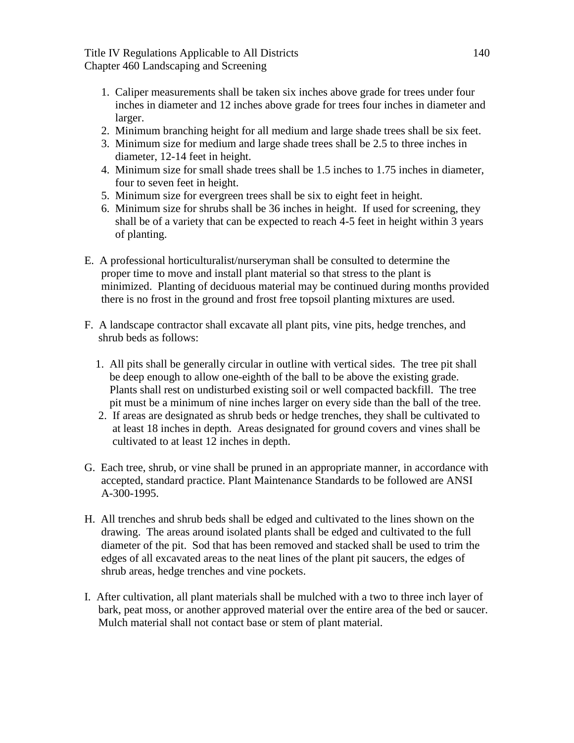1. Caliper measurements shall be taken six inches above grade for trees under four inches in diameter and 12 inches above grade for trees four inches in diameter and larger.
2. Minimum branching height for all medium and large shade trees shall be six feet.
3. Minimum size for medium and large shade trees shall be 2.5 to three inches in diameter, 12-14 feet in height.
4. Minimum size for small shade trees shall be 1.5 inches to 1.75 inches in diameter, four to seven feet in height.
5. Minimum size for evergreen trees shall be six to eight feet in height.
6. Minimum size for shrubs shall be 36 inches in height. If used for screening, they shall be of a variety that can be expected to reach 4-5 feet in height within 3 years of planting.

E. A professional horticulturalist/nurseryman shall be consulted to determine the proper time to move and install plant material so that stress to the plant is minimized. Planting of deciduous material may be continued during months provided there is no frost in the ground and frost free topsoil planting mixtures are used.

F. A landscape contractor shall excavate all plant pits, vine pits, hedge trenches, and shrub beds as follows:

1. All pits shall be generally circular in outline with vertical sides. The tree pit shall be deep enough to allow one-eighth of the ball to be above the existing grade. Plants shall rest on undisturbed existing soil or well compacted backfill. The tree pit must be a minimum of nine inches larger on every side than the ball of the tree.
2. If areas are designated as shrub beds or hedge trenches, they shall be cultivated to at least 18 inches in depth. Areas designated for ground covers and vines shall be cultivated to at least 12 inches in depth.

G. Each tree, shrub, or vine shall be pruned in an appropriate manner, in accordance with accepted, standard practice. Plant Maintenance Standards to be followed are ANSI A-300-1995.

H. All trenches and shrub beds shall be edged and cultivated to the lines shown on the drawing. The areas around isolated plants shall be edged and cultivated to the full diameter of the pit. Sod that has been removed and stacked shall be used to trim the edges of all excavated areas to the neat lines of the plant pit saucers, the edges of shrub areas, hedge trenches and vine pockets.

I. After cultivation, all plant materials shall be mulched with a two to three inch layer of bark, peat moss, or another approved material over the entire area of the bed or saucer. Mulch material shall not contact base or stem of plant material.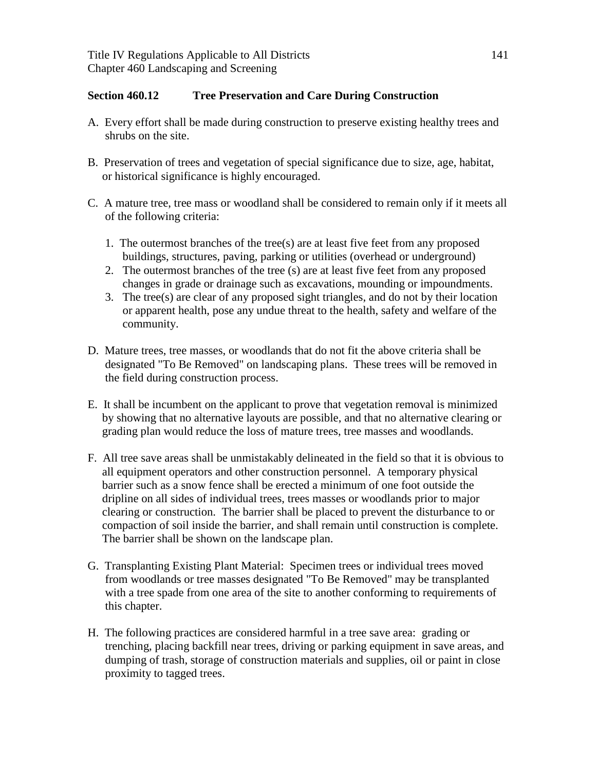### Section 460.12 Tree Preservation and Care During Construction

A. Every effort shall be made during construction to preserve existing healthy trees and shrubs on the site.

B. Preservation of trees and vegetation of special significance due to size, age, habitat, or historical significance is highly encouraged.

C. A mature tree, tree mass or woodland shall be considered to remain only if it meets all of the following criteria:

   1. The outermost branches of the tree(s) are at least five feet from any proposed buildings, structures, paving, parking or utilities (overhead or underground)
   2. The outermost branches of the tree (s) are at least five feet from any proposed changes in grade or drainage such as excavations, mounding or impoundments.
   3. The tree(s) are clear of any proposed sight triangles, and do not by their location or apparent health, pose any undue threat to the health, safety and welfare of the community.

D. Mature trees, tree masses, or woodlands that do not fit the above criteria shall be designated "To Be Removed" on landscaping plans. These trees will be removed in the field during construction process.

E. It shall be incumbent on the applicant to prove that vegetation removal is minimized by showing that no alternative layouts are possible, and that no alternative clearing or grading plan would reduce the loss of mature trees, tree masses and woodlands.

F. All tree save areas shall be unmistakably delineated in the field so that it is obvious to all equipment operators and other construction personnel. A temporary physical barrier such as a snow fence shall be erected a minimum of one foot outside the dripline on all sides of individual trees, trees masses or woodlands prior to major clearing or construction. The barrier shall be placed to prevent the disturbance to or compaction of soil inside the barrier, and shall remain until construction is complete. The barrier shall be shown on the landscape plan.

G. Transplanting Existing Plant Material: Specimen trees or individual trees moved from woodlands or tree masses designated "To Be Removed" may be transplanted with a tree spade from one area of the site to another conforming to requirements of this chapter.

H. The following practices are considered harmful in a tree save area: grading or trenching, placing backfill near trees, driving or parking equipment in save areas, and dumping of trash, storage of construction materials and supplies, oil or paint in close proximity to tagged trees.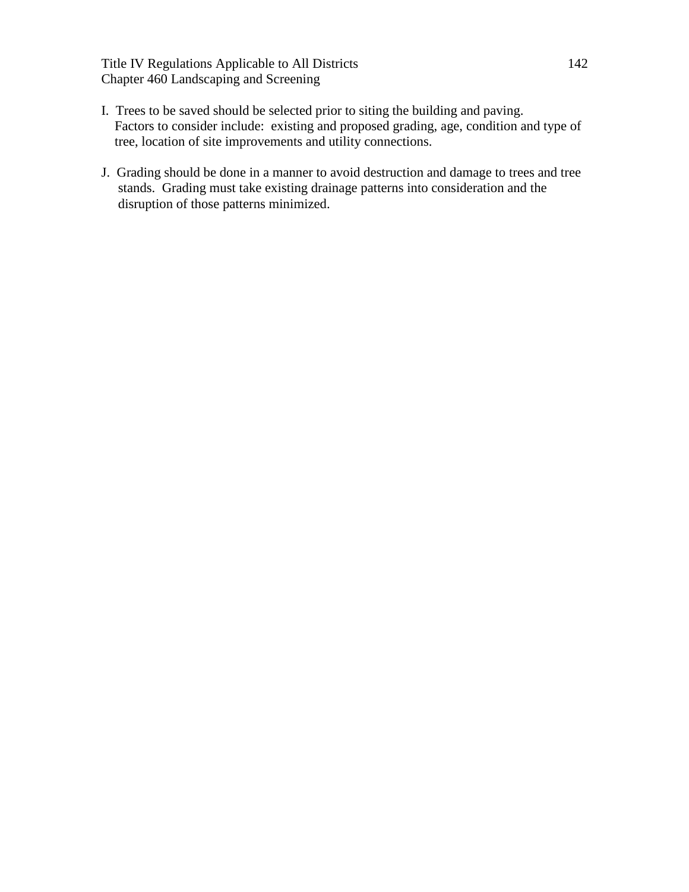I. Trees to be saved should be selected prior to siting the building and paving. Factors to consider include: existing and proposed grading, age, condition and type of tree, location of site improvements and utility connections.

J. Grading should be done in a manner to avoid destruction and damage to trees and tree stands. Grading must take existing drainage patterns into consideration and the disruption of those patterns minimized.